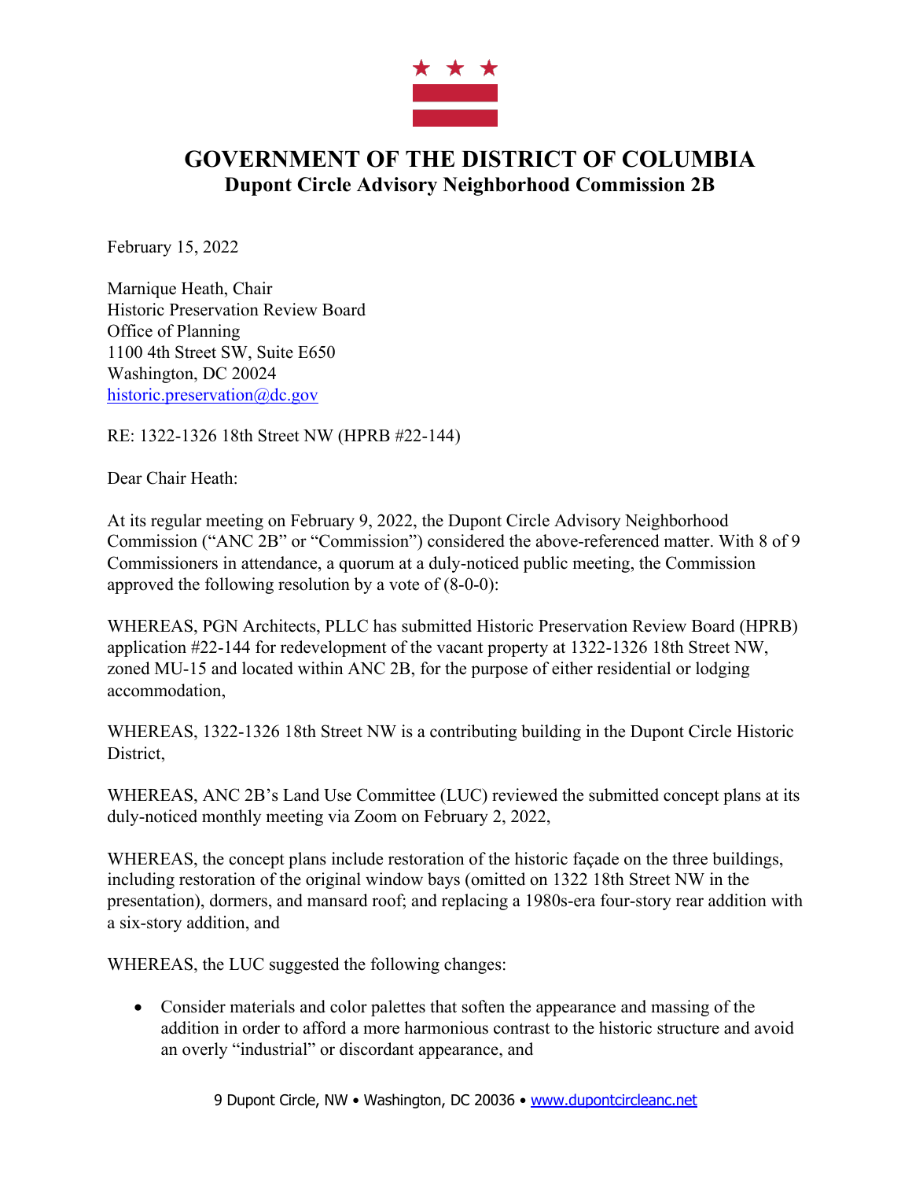# GOVERNMENT OF THE DISTRICT OF COLUMBIA
## Dupont Circle Advisory Neighborhood Commission 2B

February 15, 2022

Marnique Heath, Chair
Historic Preservation Review Board
Office of Planning
1100 4th Street SW, Suite E650
Washington, DC 20024
historic.preservation@dc.gov

RE: 1322-1326 18th Street NW (HPRB #22-144)

Dear Chair Heath:

At its regular meeting on February 9, 2022, the Dupont Circle Advisory Neighborhood Commission ("ANC 2B" or "Commission") considered the above-referenced matter. With 8 of 9 Commissioners in attendance, a quorum at a duly-noticed public meeting, the Commission approved the following resolution by a vote of (8-0-0):

WHEREAS, PGN Architects, PLLC has submitted Historic Preservation Review Board (HPRB) application #22-144 for redevelopment of the vacant property at 1322-1326 18th Street NW, zoned MU-15 and located within ANC 2B, for the purpose of either residential or lodging accommodation,

WHEREAS, 1322-1326 18th Street NW is a contributing building in the Dupont Circle Historic District,

WHEREAS, ANC 2B's Land Use Committee (LUC) reviewed the submitted concept plans at its duly-noticed monthly meeting via Zoom on February 2, 2022,

WHEREAS, the concept plans include restoration of the historic façade on the three buildings, including restoration of the original window bays (omitted on 1322 18th Street NW in the presentation), dormers, and mansard roof; and replacing a 1980s-era four-story rear addition with a six-story addition, and

WHEREAS, the LUC suggested the following changes:

- Consider materials and color palettes that soften the appearance and massing of the addition in order to afford a more harmonious contrast to the historic structure and avoid an overly "industrial" or discordant appearance, and

9 Dupont Circle, NW • Washington, DC 20036 • www.dupontcircleanc.net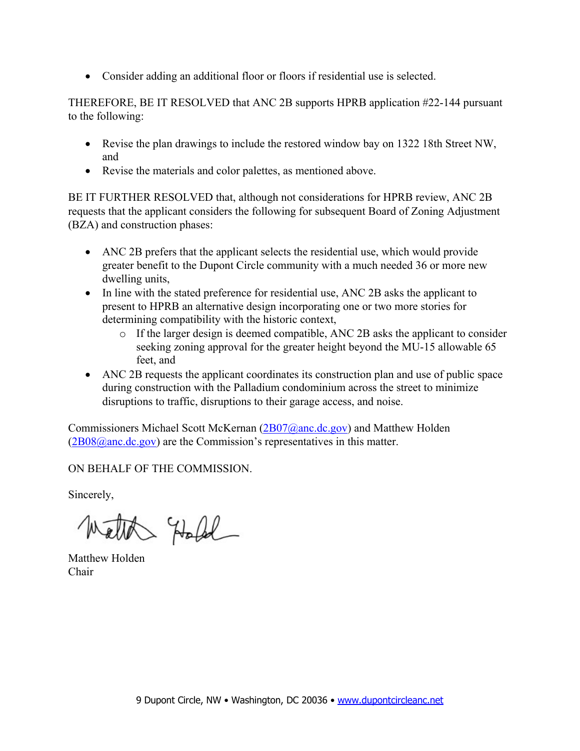- Consider adding an additional floor or floors if residential use is selected.

THEREFORE, BE IT RESOLVED that ANC 2B supports HPRB application #22-144 pursuant to the following:

- Revise the plan drawings to include the restored window bay on 1322 18th Street NW, and
- Revise the materials and color palettes, as mentioned above.

BE IT FURTHER RESOLVED that, although not considerations for HPRB review, ANC 2B requests that the applicant considers the following for subsequent Board of Zoning Adjustment (BZA) and construction phases:

- ANC 2B prefers that the applicant selects the residential use, which would provide greater benefit to the Dupont Circle community with a much needed 36 or more new dwelling units,
- In line with the stated preference for residential use, ANC 2B asks the applicant to present to HPRB an alternative design incorporating one or two more stories for determining compatibility with the historic context,
  - If the larger design is deemed compatible, ANC 2B asks the applicant to consider seeking zoning approval for the greater height beyond the MU-15 allowable 65 feet, and
- ANC 2B requests the applicant coordinates its construction plan and use of public space during construction with the Palladium condominium across the street to minimize disruptions to traffic, disruptions to their garage access, and noise.

Commissioners Michael Scott McKernan (2B07@anc.dc.gov) and Matthew Holden (2B08@anc.dc.gov) are the Commission's representatives in this matter.

ON BEHALF OF THE COMMISSION.

Sincerely,

Matthew Holden
Chair

9 Dupont Circle, NW • Washington, DC 20036 • www.dupontcircleanc.net